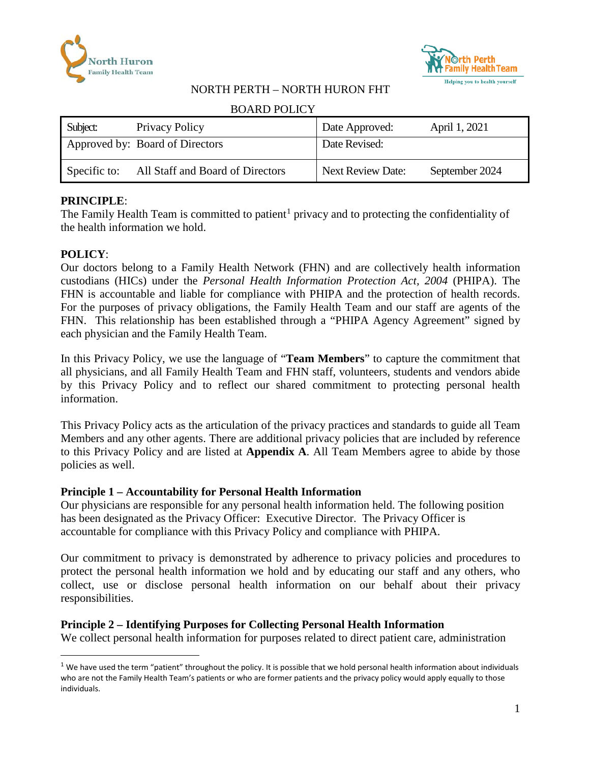NORTH PERTH – NORTH HURON FHT

BOARD POLICY

| | | | |
|---|---|---|---|
| Subject: | Privacy Policy | Date Approved: | April 1, 2021 |
| Approved by: | Board of Directors | Date Revised: | |
| Specific to: | All Staff and Board of Directors | Next Review Date: | September 2024 |

**PRINCIPLE**:
The Family Health Team is committed to patient[1] privacy and to protecting the confidentiality of the health information we hold.

**POLICY**:
Our doctors belong to a Family Health Network (FHN) and are collectively health information custodians (HICs) under the *Personal Health Information Protection Act, 2004* (PHIPA). The FHN is accountable and liable for compliance with PHIPA and the protection of health records. For the purposes of privacy obligations, the Family Health Team and our staff are agents of the FHN. This relationship has been established through a "PHIPA Agency Agreement" signed by each physician and the Family Health Team.

In this Privacy Policy, we use the language of "**Team Members**" to capture the commitment that all physicians, and all Family Health Team and FHN staff, volunteers, students and vendors abide by this Privacy Policy and to reflect our shared commitment to protecting personal health information.

This Privacy Policy acts as the articulation of the privacy practices and standards to guide all Team Members and any other agents. There are additional privacy policies that are included by reference to this Privacy Policy and are listed at **Appendix A**. All Team Members agree to abide by those policies as well.

**Principle 1 – Accountability for Personal Health Information**
Our physicians are responsible for any personal health information held. The following position has been designated as the Privacy Officer: Executive Director. The Privacy Officer is accountable for compliance with this Privacy Policy and compliance with PHIPA.

Our commitment to privacy is demonstrated by adherence to privacy policies and procedures to protect the personal health information we hold and by educating our staff and any others, who collect, use or disclose personal health information on our behalf about their privacy responsibilities.

**Principle 2 – Identifying Purposes for Collecting Personal Health Information**
We collect personal health information for purposes related to direct patient care, administration

[1] We have used the term "patient" throughout the policy. It is possible that we hold personal health information about individuals who are not the Family Health Team's patients or who are former patients and the privacy policy would apply equally to those individuals.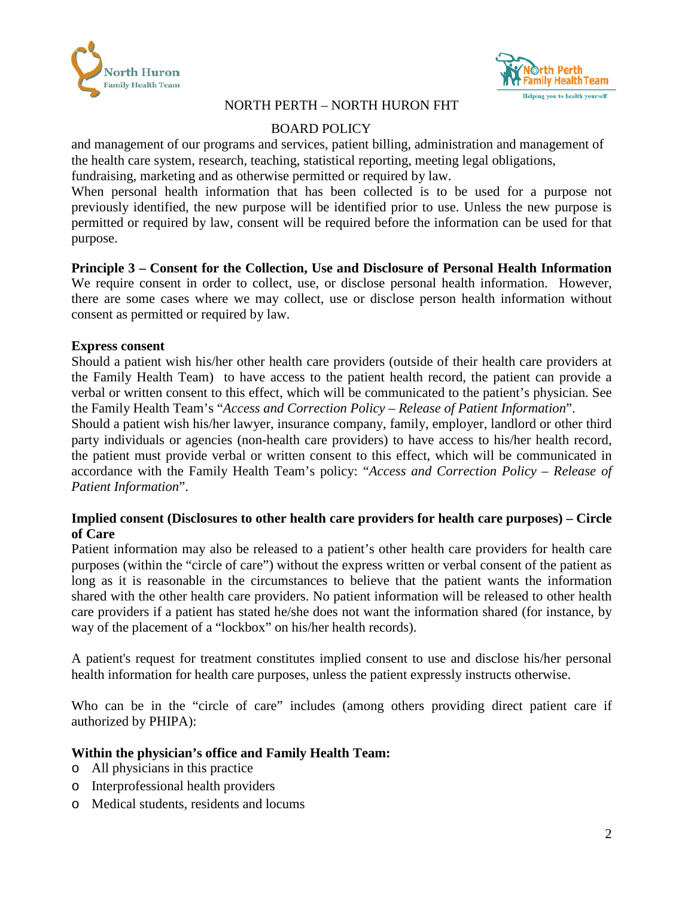and management of our programs and services, patient billing, administration and management of the health care system, research, teaching, statistical reporting, meeting legal obligations, fundraising, marketing and as otherwise permitted or required by law.

When personal health information that has been collected is to be used for a purpose not previously identified, the new purpose will be identified prior to use. Unless the new purpose is permitted or required by law, consent will be required before the information can be used for that purpose.

**Principle 3 – Consent for the Collection, Use and Disclosure of Personal Health Information**

We require consent in order to collect, use, or disclose personal health information. However, there are some cases where we may collect, use or disclose person health information without consent as permitted or required by law.

**Express consent**

Should a patient wish his/her other health care providers (outside of their health care providers at the Family Health Team) to have access to the patient health record, the patient can provide a verbal or written consent to this effect, which will be communicated to the patient's physician. See the Family Health Team's "*Access and Correction Policy – Release of Patient Information*".

Should a patient wish his/her lawyer, insurance company, family, employer, landlord or other third party individuals or agencies (non-health care providers) to have access to his/her health record, the patient must provide verbal or written consent to this effect, which will be communicated in accordance with the Family Health Team's policy: "*Access and Correction Policy – Release of Patient Information*".

**Implied consent (Disclosures to other health care providers for health care purposes) – Circle of Care**

Patient information may also be released to a patient's other health care providers for health care purposes (within the "circle of care") without the express written or verbal consent of the patient as long as it is reasonable in the circumstances to believe that the patient wants the information shared with the other health care providers. No patient information will be released to other health care providers if a patient has stated he/she does not want the information shared (for instance, by way of the placement of a "lockbox" on his/her health records).

A patient's request for treatment constitutes implied consent to use and disclose his/her personal health information for health care purposes, unless the patient expressly instructs otherwise.

Who can be in the "circle of care" includes (among others providing direct patient care if authorized by PHIPA):

**Within the physician's office and Family Health Team:**

- All physicians in this practice
- Interprofessional health providers
- Medical students, residents and locums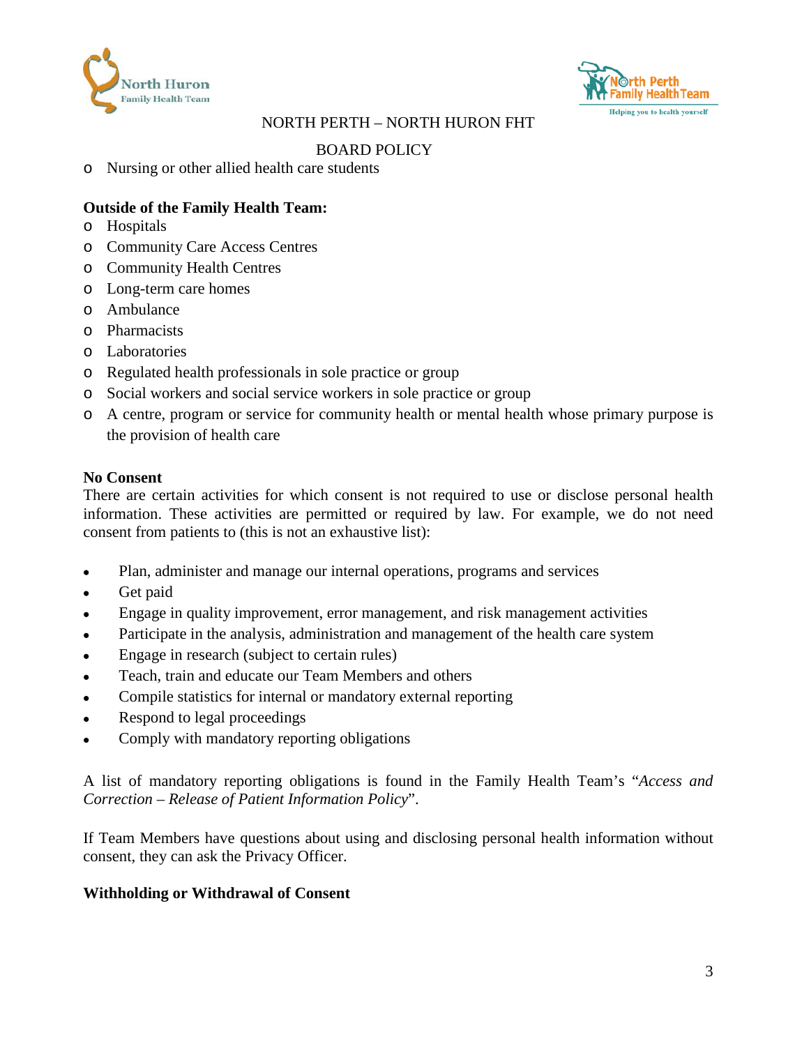- Nursing or other allied health care students

**Outside of the Family Health Team:**

- Hospitals
- Community Care Access Centres
- Community Health Centres
- Long-term care homes
- Ambulance
- Pharmacists
- Laboratories
- Regulated health professionals in sole practice or group
- Social workers and social service workers in sole practice or group
- A centre, program or service for community health or mental health whose primary purpose is the provision of health care

**No Consent**

There are certain activities for which consent is not required to use or disclose personal health information. These activities are permitted or required by law. For example, we do not need consent from patients to (this is not an exhaustive list):

- Plan, administer and manage our internal operations, programs and services
- Get paid
- Engage in quality improvement, error management, and risk management activities
- Participate in the analysis, administration and management of the health care system
- Engage in research (subject to certain rules)
- Teach, train and educate our Team Members and others
- Compile statistics for internal or mandatory external reporting
- Respond to legal proceedings
- Comply with mandatory reporting obligations

A list of mandatory reporting obligations is found in the Family Health Team's "*Access and Correction – Release of Patient Information Policy*".

If Team Members have questions about using and disclosing personal health information without consent, they can ask the Privacy Officer.

**Withholding or Withdrawal of Consent**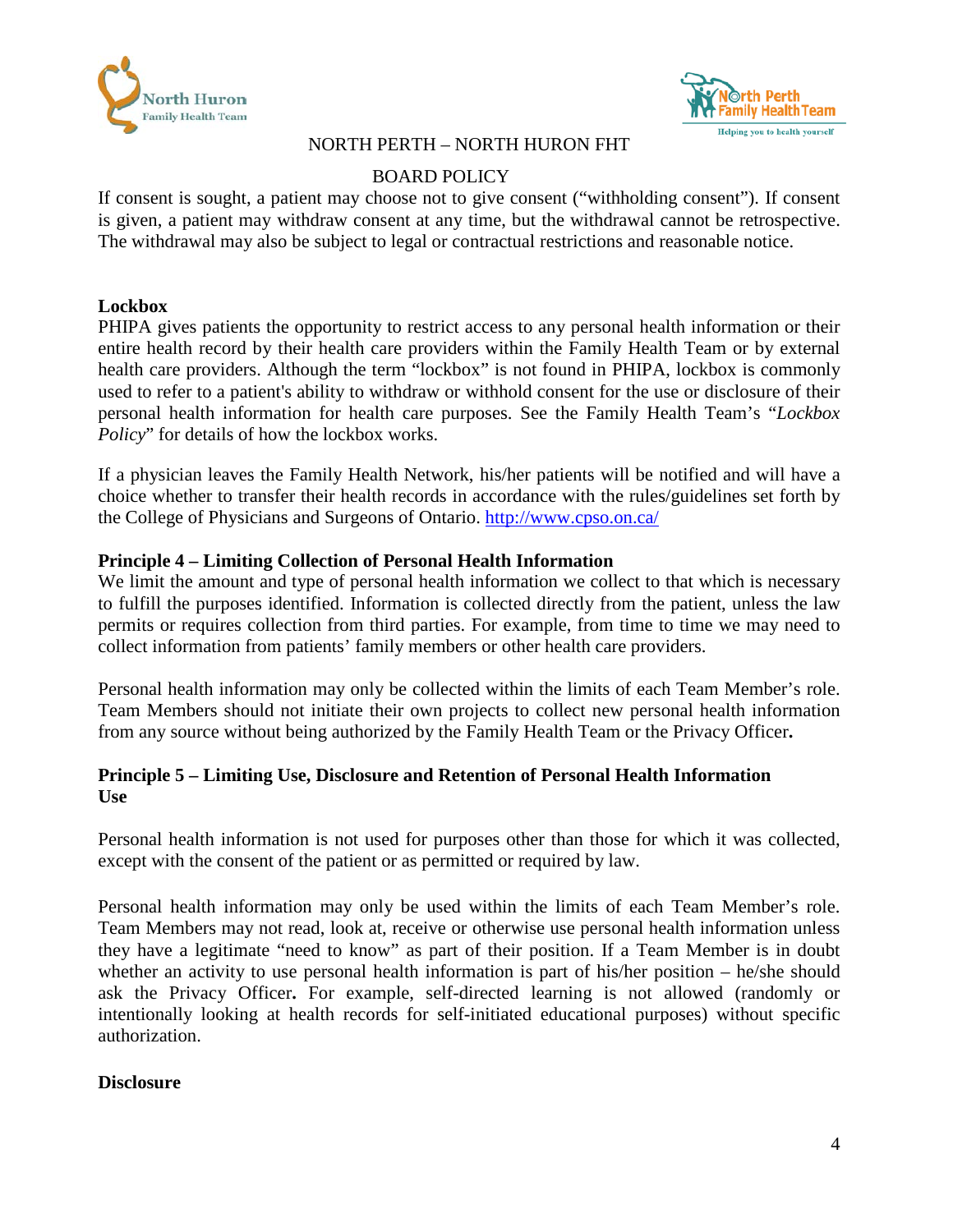If consent is sought, a patient may choose not to give consent ("withholding consent"). If consent is given, a patient may withdraw consent at any time, but the withdrawal cannot be retrospective. The withdrawal may also be subject to legal or contractual restrictions and reasonable notice.

**Lockbox**

PHIPA gives patients the opportunity to restrict access to any personal health information or their entire health record by their health care providers within the Family Health Team or by external health care providers. Although the term "lockbox" is not found in PHIPA, lockbox is commonly used to refer to a patient's ability to withdraw or withhold consent for the use or disclosure of their personal health information for health care purposes. See the Family Health Team's "*Lockbox Policy*" for details of how the lockbox works.

If a physician leaves the Family Health Network, his/her patients will be notified and will have a choice whether to transfer their health records in accordance with the rules/guidelines set forth by the College of Physicians and Surgeons of Ontario. http://www.cpso.on.ca/

**Principle 4 – Limiting Collection of Personal Health Information**

We limit the amount and type of personal health information we collect to that which is necessary to fulfill the purposes identified. Information is collected directly from the patient, unless the law permits or requires collection from third parties. For example, from time to time we may need to collect information from patients' family members or other health care providers.

Personal health information may only be collected within the limits of each Team Member's role. Team Members should not initiate their own projects to collect new personal health information from any source without being authorized by the Family Health Team or the Privacy Officer**.**

**Principle 5 – Limiting Use, Disclosure and Retention of Personal Health Information**
**Use**

Personal health information is not used for purposes other than those for which it was collected, except with the consent of the patient or as permitted or required by law.

Personal health information may only be used within the limits of each Team Member's role. Team Members may not read, look at, receive or otherwise use personal health information unless they have a legitimate "need to know" as part of their position. If a Team Member is in doubt whether an activity to use personal health information is part of his/her position – he/she should ask the Privacy Officer**.** For example, self-directed learning is not allowed (randomly or intentionally looking at health records for self-initiated educational purposes) without specific authorization.

**Disclosure**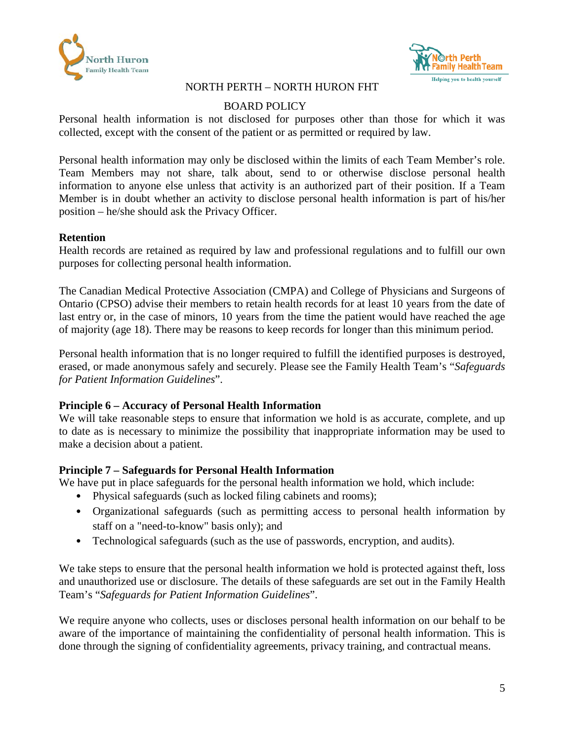Personal health information is not disclosed for purposes other than those for which it was collected, except with the consent of the patient or as permitted or required by law.

Personal health information may only be disclosed within the limits of each Team Member's role. Team Members may not share, talk about, send to or otherwise disclose personal health information to anyone else unless that activity is an authorized part of their position. If a Team Member is in doubt whether an activity to disclose personal health information is part of his/her position – he/she should ask the Privacy Officer.

**Retention**

Health records are retained as required by law and professional regulations and to fulfill our own purposes for collecting personal health information.

The Canadian Medical Protective Association (CMPA) and College of Physicians and Surgeons of Ontario (CPSO) advise their members to retain health records for at least 10 years from the date of last entry or, in the case of minors, 10 years from the time the patient would have reached the age of majority (age 18). There may be reasons to keep records for longer than this minimum period.

Personal health information that is no longer required to fulfill the identified purposes is destroyed, erased, or made anonymous safely and securely. Please see the Family Health Team's "*Safeguards for Patient Information Guidelines*".

**Principle 6 – Accuracy of Personal Health Information**

We will take reasonable steps to ensure that information we hold is as accurate, complete, and up to date as is necessary to minimize the possibility that inappropriate information may be used to make a decision about a patient.

**Principle 7 – Safeguards for Personal Health Information**

We have put in place safeguards for the personal health information we hold, which include:

- Physical safeguards (such as locked filing cabinets and rooms);
- Organizational safeguards (such as permitting access to personal health information by staff on a "need-to-know" basis only); and
- Technological safeguards (such as the use of passwords, encryption, and audits).

We take steps to ensure that the personal health information we hold is protected against theft, loss and unauthorized use or disclosure. The details of these safeguards are set out in the Family Health Team's "*Safeguards for Patient Information Guidelines*".

We require anyone who collects, uses or discloses personal health information on our behalf to be aware of the importance of maintaining the confidentiality of personal health information. This is done through the signing of confidentiality agreements, privacy training, and contractual means.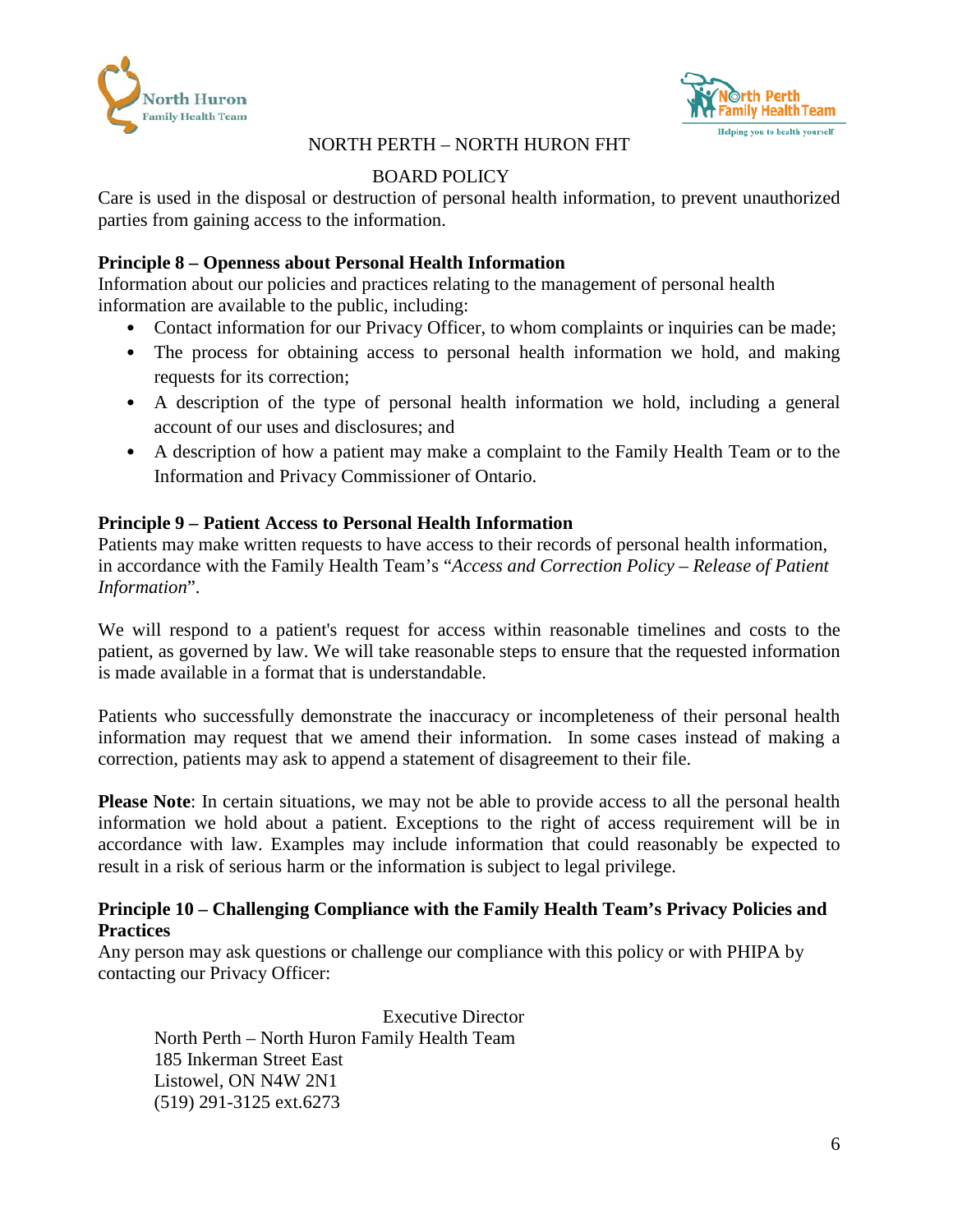Care is used in the disposal or destruction of personal health information, to prevent unauthorized parties from gaining access to the information.

**Principle 8 – Openness about Personal Health Information**

Information about our policies and practices relating to the management of personal health information are available to the public, including:

- Contact information for our Privacy Officer, to whom complaints or inquiries can be made;
- The process for obtaining access to personal health information we hold, and making requests for its correction;
- A description of the type of personal health information we hold, including a general account of our uses and disclosures; and
- A description of how a patient may make a complaint to the Family Health Team or to the Information and Privacy Commissioner of Ontario.

**Principle 9 – Patient Access to Personal Health Information**

Patients may make written requests to have access to their records of personal health information, in accordance with the Family Health Team's "*Access and Correction Policy – Release of Patient Information*".

We will respond to a patient's request for access within reasonable timelines and costs to the patient, as governed by law. We will take reasonable steps to ensure that the requested information is made available in a format that is understandable.

Patients who successfully demonstrate the inaccuracy or incompleteness of their personal health information may request that we amend their information. In some cases instead of making a correction, patients may ask to append a statement of disagreement to their file.

**Please Note**: In certain situations, we may not be able to provide access to all the personal health information we hold about a patient. Exceptions to the right of access requirement will be in accordance with law. Examples may include information that could reasonably be expected to result in a risk of serious harm or the information is subject to legal privilege.

**Principle 10 – Challenging Compliance with the Family Health Team's Privacy Policies and Practices**

Any person may ask questions or challenge our compliance with this policy or with PHIPA by contacting our Privacy Officer:

Executive Director
North Perth – North Huron Family Health Team
185 Inkerman Street East
Listowel, ON N4W 2N1
(519) 291-3125 ext.6273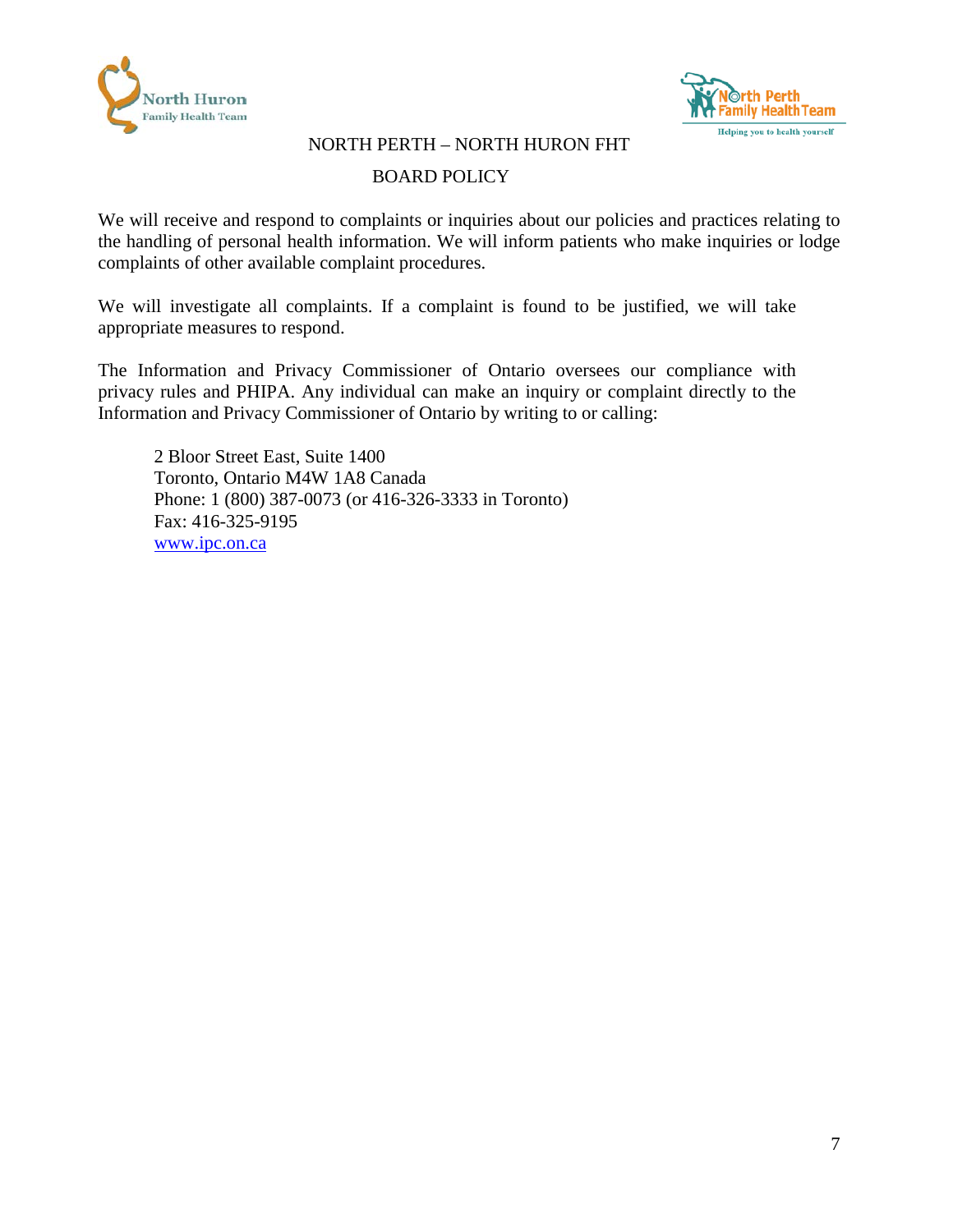We will receive and respond to complaints or inquiries about our policies and practices relating to the handling of personal health information. We will inform patients who make inquiries or lodge complaints of other available complaint procedures.

We will investigate all complaints. If a complaint is found to be justified, we will take appropriate measures to respond.

The Information and Privacy Commissioner of Ontario oversees our compliance with privacy rules and PHIPA. Any individual can make an inquiry or complaint directly to the Information and Privacy Commissioner of Ontario by writing to or calling:

> 2 Bloor Street East, Suite 1400
> Toronto, Ontario M4W 1A8 Canada
> Phone: 1 (800) 387-0073 (or 416-326-3333 in Toronto)
> Fax: 416-325-9195
> www.ipc.on.ca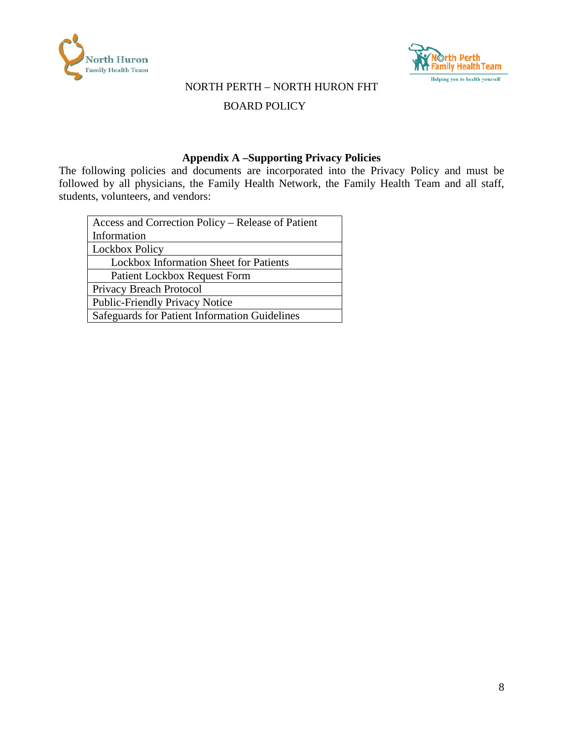NORTH PERTH – NORTH HURON FHT

BOARD POLICY

## Appendix A –Supporting Privacy Policies

The following policies and documents are incorporated into the Privacy Policy and must be followed by all physicians, the Family Health Network, the Family Health Team and all staff, students, volunteers, and vendors:

| |
|---|
| Access and Correction Policy – Release of Patient Information |
| Lockbox Policy |
| Lockbox Information Sheet for Patients |
| Patient Lockbox Request Form |
| Privacy Breach Protocol |
| Public-Friendly Privacy Notice |
| Safeguards for Patient Information Guidelines |